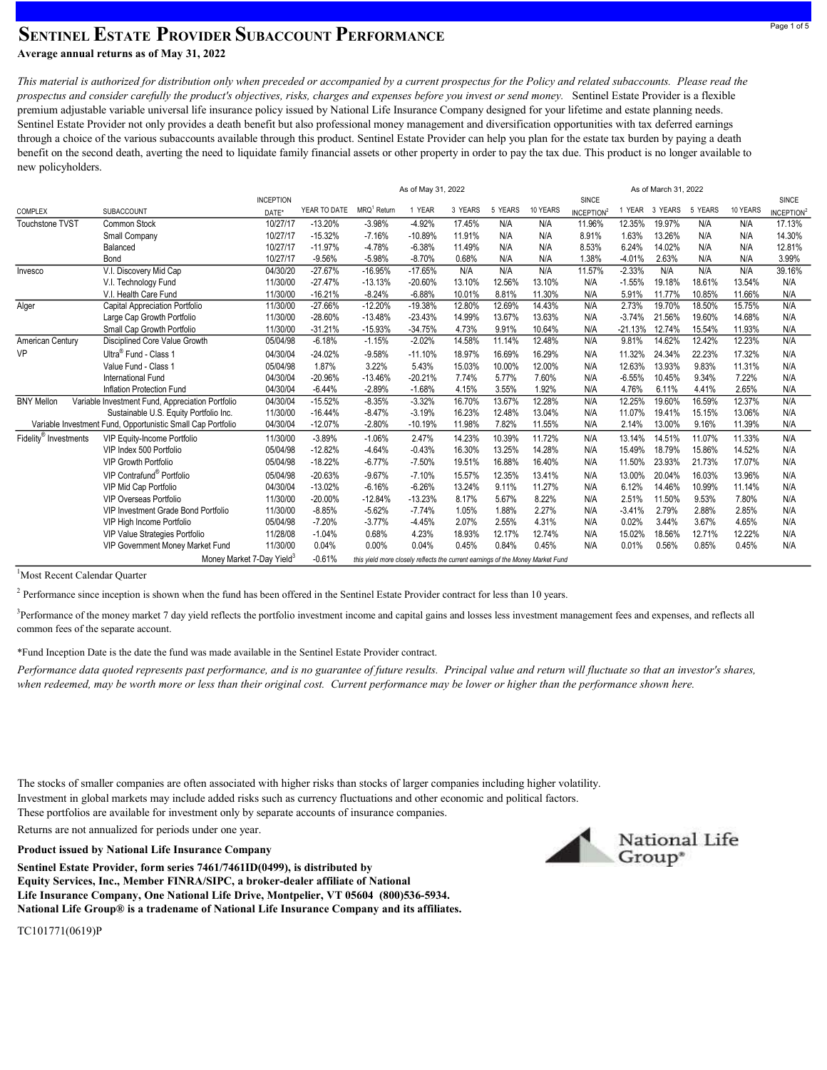# SENTINEL ESTATE PROVIDER SUBACCOUNT PERFORMANCE

**Average annual returns as of May 31, 2022**

*This material is authorized for distribution only when preceded or accompanied by a current prospectus for the Policy and related subaccounts. Please read the prospectus and consider carefully the product's objectives, risks, charges and expenses before you invest or send money.* Sentinel Estate Provider is a flexible premium adjustable variable universal life insurance policy issued by National Life Insurance Company designed for your lifetime and estate planning needs. Sentinel Estate Provider not only provides a death benefit but also professional money management and diversification opportunities with tax deferred earnings through a choice of the various subaccounts available through this product. Sentinel Estate Provider can help you plan for the estate tax burden by paying a death benefit on the second death, averting the need to liquidate family financial assets or other property in order to pay the tax due. This product is no longer available to new policyholders.

| | | | As of May 31, 2022 | | | | | | | | As of March 31, 2022 | | | | |
|---|---|---|---|---|---|---|---|---|---|---|---|---|---|---|---|
| COMPLEX | SUBACCOUNT | INCEPTION DATE* | YEAR TO DATE | MRQ[1] Return | 1 YEAR | 3 YEARS | 5 YEARS | 10 YEARS | SINCE INCEPTION[2] | 1 YEAR | 3 YEARS | 5 YEARS | 10 YEARS | SINCE INCEPTION[2] |
| Touchstone TVST | Common Stock | 10/27/17 | -13.20% | -3.98% | -4.92% | 17.45% | N/A | N/A | 11.96% | 12.35% | 19.97% | N/A | N/A | 17.13% |
| | Small Company | 10/27/17 | -15.32% | -7.16% | -10.89% | 11.91% | N/A | N/A | 8.91% | 1.63% | 13.26% | N/A | N/A | 14.30% |
| | Balanced | 10/27/17 | -11.97% | -4.78% | -6.38% | 11.49% | N/A | N/A | 8.53% | 6.24% | 14.02% | N/A | N/A | 12.81% |
| | Bond | 10/27/17 | -9.56% | -5.98% | -8.70% | 0.68% | N/A | N/A | 1.38% | -4.01% | 2.63% | N/A | N/A | 3.99% |
| Invesco | V.I. Discovery Mid Cap | 04/30/20 | -27.67% | -16.95% | -17.65% | N/A | N/A | N/A | 11.57% | -2.33% | N/A | N/A | N/A | 39.16% |
| | V.I. Technology Fund | 11/30/00 | -27.47% | -13.13% | -20.60% | 13.10% | 12.56% | 13.10% | N/A | -1.55% | 19.18% | 18.61% | 13.54% | N/A |
| | V.I. Health Care Fund | 11/30/00 | -16.21% | -8.24% | -6.88% | 10.01% | 8.81% | 11.30% | N/A | 5.91% | 11.77% | 10.85% | 11.66% | N/A |
| Alger | Capital Appreciation Portfolio | 11/30/00 | -27.66% | -12.20% | -19.38% | 12.80% | 12.69% | 14.43% | N/A | 2.73% | 19.70% | 18.50% | 15.75% | N/A |
| | Large Cap Growth Portfolio | 11/30/00 | -28.60% | -13.48% | -23.43% | 14.99% | 13.67% | 13.63% | N/A | -3.74% | 21.56% | 19.60% | 14.68% | N/A |
| | Small Cap Growth Portfolio | 11/30/00 | -31.21% | -15.93% | -34.75% | 4.73% | 9.91% | 10.64% | N/A | -21.13% | 12.74% | 15.54% | 11.93% | N/A |
| American Century VP | Disciplined Core Value Growth | 05/04/98 | -6.18% | -1.15% | -2.02% | 14.58% | 11.14% | 12.48% | N/A | 9.81% | 14.62% | 12.42% | 12.23% | N/A |
| | Ultra® Fund - Class 1 | 04/30/04 | -24.02% | -9.58% | -11.10% | 18.97% | 16.69% | 16.29% | N/A | 11.32% | 24.34% | 22.23% | 17.32% | N/A |
| | Value Fund - Class 1 | 05/04/98 | 1.87% | 3.22% | 5.43% | 15.03% | 10.00% | 12.00% | N/A | 12.63% | 13.93% | 9.83% | 11.31% | N/A |
| | International Fund | 04/30/04 | -20.96% | -13.46% | -20.21% | 7.74% | 5.77% | 7.60% | N/A | -6.55% | 10.45% | 9.34% | 7.22% | N/A |
| | Inflation Protection Fund | 04/30/04 | -6.44% | -2.89% | -1.68% | 4.15% | 3.55% | 1.92% | N/A | 4.76% | 6.11% | 4.41% | 2.65% | N/A |
| BNY Mellon | Variable Investment Fund, Appreciation Portfolio | 04/30/04 | -15.52% | -8.35% | -3.32% | 16.70% | 13.67% | 12.28% | N/A | 12.25% | 19.60% | 16.59% | 12.37% | N/A |
| | Sustainable U.S. Equity Portfolio Inc. | 11/30/00 | -16.44% | -8.47% | -3.19% | 16.23% | 12.48% | 13.04% | N/A | 11.07% | 19.41% | 15.15% | 13.06% | N/A |
| | Variable Investment Fund, Opportunistic Small Cap Portfolio | 04/30/04 | -12.07% | -2.80% | -10.19% | 11.98% | 7.82% | 11.55% | N/A | 2.14% | 13.00% | 9.16% | 11.39% | N/A |
| Fidelity® Investments | VIP Equity-Income Portfolio | 11/30/00 | -3.89% | -1.06% | 2.47% | 14.23% | 10.39% | 11.72% | N/A | 13.14% | 14.51% | 11.07% | 11.33% | N/A |
| | VIP Index 500 Portfolio | 05/04/98 | -12.82% | -4.64% | -0.43% | 16.30% | 13.25% | 14.28% | N/A | 15.49% | 18.79% | 15.86% | 14.52% | N/A |
| | VIP Growth Portfolio | 05/04/98 | -18.22% | -6.77% | -7.50% | 19.51% | 16.88% | 16.40% | N/A | 11.50% | 23.93% | 21.73% | 17.07% | N/A |
| | VIP Contrafund® Portfolio | 05/04/98 | -20.63% | -9.67% | -7.10% | 15.57% | 12.35% | 13.41% | N/A | 13.00% | 20.04% | 16.03% | 13.96% | N/A |
| | VIP Mid Cap Portfolio | 04/30/04 | -13.02% | -6.16% | -6.26% | 13.24% | 9.11% | 11.27% | N/A | 6.12% | 14.46% | 10.99% | 11.14% | N/A |
| | VIP Overseas Portfolio | 11/30/00 | -20.00% | -12.84% | -13.23% | 8.17% | 5.67% | 8.22% | N/A | 2.51% | 11.50% | 9.53% | 7.80% | N/A |
| | VIP Investment Grade Bond Portfolio | 11/30/00 | -8.85% | -5.62% | -7.74% | 1.05% | 1.88% | 2.27% | N/A | -3.41% | 2.79% | 2.88% | 2.85% | N/A |
| | VIP High Income Portfolio | 05/04/98 | -7.20% | -3.77% | -4.45% | 2.07% | 2.55% | 4.31% | N/A | 0.02% | 3.44% | 3.67% | 4.65% | N/A |
| | VIP Value Strategies Portfolio | 11/28/08 | -1.04% | 0.68% | 4.23% | 18.93% | 12.17% | 12.74% | N/A | 15.02% | 18.56% | 12.71% | 12.22% | N/A |
| | VIP Government Money Market Fund | 11/30/00 | 0.04% | 0.00% | 0.04% | 0.45% | 0.84% | 0.45% | N/A | 0.01% | 0.56% | 0.85% | 0.45% | N/A |
| | Money Market 7-Day Yield[3] | | -0.61% | *this yield more closely reflects the current earnings of the Money Market Fund* | | | | | | | | | | |

[1]Most Recent Calendar Quarter

[2] Performance since inception is shown when the fund has been offered in the Sentinel Estate Provider contract for less than 10 years.

[3]Performance of the money market 7 day yield reflects the portfolio investment income and capital gains and losses less investment management fees and expenses, and reflects all common fees of the separate account.

*Fund Inception Date is the date the fund was made available in the Sentinel Estate Provider contract.

*Performance data quoted represents past performance, and is no guarantee of future results. Principal value and return will fluctuate so that an investor's shares, when redeemed, may be worth more or less than their original cost. Current performance may be lower or higher than the performance shown here.*

The stocks of smaller companies are often associated with higher risks than stocks of larger companies including higher volatility.
Investment in global markets may include added risks such as currency fluctuations and other economic and political factors.
These portfolios are available for investment only by separate accounts of insurance companies.
Returns are not annualized for periods under one year.

**Product issued by National Life Insurance Company**

**Sentinel Estate Provider, form series 7461/7461ID(0499), is distributed by Equity Services, Inc., Member FINRA/SIPC, a broker-dealer affiliate of National Life Insurance Company, One National Life Drive, Montpelier, VT 05604 (800)536-5934. National Life Group® is a tradename of National Life Insurance Company and its affiliates.**

National Life Group®

TC101771(0619)P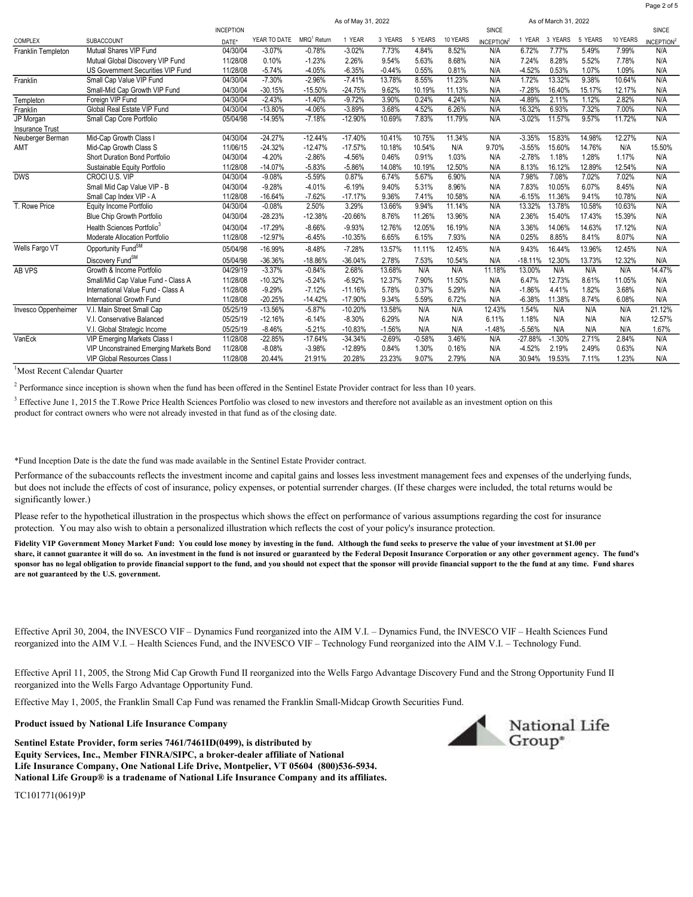| COMPLEX | SUBACCOUNT | INCEPTION DATE* | As of May 31, 2022 YEAR TO DATE | MRQ[1] Return | 1 YEAR | 3 YEARS | 5 YEARS | 10 YEARS | SINCE INCEPTION[2] | As of March 31, 2022 1 YEAR | 3 YEARS | 5 YEARS | 10 YEARS | SINCE INCEPTION[2] |
|---|---|---|---|---|---|---|---|---|---|---|---|---|---|---|
| Franklin Templeton | Mutual Shares VIP Fund | 04/30/04 | -3.07% | -0.78% | -3.02% | 7.73% | 4.84% | 8.52% | N/A | 6.72% | 7.77% | 5.49% | 7.99% | N/A |
| | Mutual Global Discovery VIP Fund | 11/28/08 | 0.10% | -1.23% | 2.26% | 9.54% | 5.63% | 8.68% | N/A | 7.24% | 8.28% | 5.52% | 7.78% | N/A |
| | US Government Securities VIP Fund | 11/28/08 | -5.74% | -4.05% | -6.35% | -0.44% | 0.55% | 0.81% | N/A | -4.52% | 0.53% | 1.07% | 1.09% | N/A |
| Franklin | Small Cap Value VIP Fund | 04/30/04 | -7.30% | -2.96% | -7.41% | 13.78% | 8.55% | 11.23% | N/A | 1.72% | 13.32% | 9.38% | 10.64% | N/A |
| | Small-Mid Cap Growth VIP Fund | 04/30/04 | -30.15% | -15.50% | -24.75% | 9.62% | 10.19% | 11.13% | N/A | -7.28% | 16.40% | 15.17% | 12.17% | N/A |
| Templeton | Foreign VIP Fund | 04/30/04 | -2.43% | -1.40% | -9.72% | 3.90% | 0.24% | 4.24% | N/A | -4.89% | 2.11% | 1.12% | 2.82% | N/A |
| Franklin | Global Real Estate VIP Fund | 04/30/04 | -13.80% | -4.06% | -3.89% | 3.68% | 4.52% | 6.26% | N/A | 16.32% | 6.93% | 7.32% | 7.00% | N/A |
| JP Morgan Insurance Trust | Small Cap Core Portfolio | 05/04/98 | -14.95% | -7.18% | -12.90% | 10.69% | 7.83% | 11.79% | N/A | -3.02% | 11.57% | 9.57% | 11.72% | N/A |
| Neuberger Berman AMT | Mid-Cap Growth Class I | 04/30/04 | -24.27% | -12.44% | -17.40% | 10.41% | 10.75% | 11.34% | N/A | -3.35% | 15.83% | 14.98% | 12.27% | N/A |
| | Mid-Cap Growth Class S | 11/06/15 | -24.32% | -12.47% | -17.57% | 10.18% | 10.54% | N/A | 9.70% | -3.55% | 15.60% | 14.76% | N/A | 15.50% |
| | Short Duration Bond Portfolio | 04/30/04 | -4.20% | -2.86% | -4.56% | 0.46% | 0.91% | 1.03% | N/A | -2.78% | 1.18% | 1.28% | 1.17% | N/A |
| | Sustainable Equity Portfolio | 11/28/08 | -14.07% | -5.83% | -5.86% | 14.08% | 10.19% | 12.50% | N/A | 8.13% | 16.12% | 12.89% | 12.54% | N/A |
| DWS | CROCI U.S. VIP | 04/30/04 | -9.08% | -5.59% | 0.87% | 6.74% | 5.67% | 6.90% | N/A | 7.98% | 7.08% | 7.02% | 7.02% | N/A |
| | Small Mid Cap Value VIP - B | 04/30/04 | -9.28% | -4.01% | -6.19% | 9.40% | 5.31% | 8.96% | N/A | 7.83% | 10.05% | 6.07% | 8.45% | N/A |
| | Small Cap Index VIP - A | 11/28/08 | -16.64% | -7.62% | -17.17% | 9.36% | 7.41% | 10.58% | N/A | -6.15% | 11.36% | 9.41% | 10.78% | N/A |
| T. Rowe Price | Equity Income Portfolio | 04/30/04 | -0.08% | 2.50% | 3.29% | 13.66% | 9.94% | 11.14% | N/A | 13.32% | 13.78% | 10.58% | 10.63% | N/A |
| | Blue Chip Growth Portfolio | 04/30/04 | -28.23% | -12.38% | -20.66% | 8.76% | 11.26% | 13.96% | N/A | 2.36% | 15.40% | 17.43% | 15.39% | N/A |
| | Health Sciences Portfolio[3] | 04/30/04 | -17.29% | -8.66% | -9.93% | 12.76% | 12.05% | 16.19% | N/A | 3.36% | 14.06% | 14.63% | 17.12% | N/A |
| | Moderate Allocation Portfolio | 11/28/08 | -12.97% | -6.45% | -10.35% | 6.65% | 6.15% | 7.93% | N/A | 0.25% | 8.85% | 8.41% | 8.07% | N/A |
| Wells Fargo VT | Opportunity Fund[SM] | 05/04/98 | -16.99% | -8.48% | -7.28% | 13.57% | 11.11% | 12.45% | N/A | 9.43% | 16.44% | 13.96% | 12.45% | N/A |
| | Discovery Fund[SM] | 05/04/98 | -36.36% | -18.86% | -36.04% | 2.78% | 7.53% | 10.54% | N/A | -18.11% | 12.30% | 13.73% | 12.32% | N/A |
| AB VPS | Growth & Income Portfolio | 04/29/19 | -3.37% | -0.84% | 2.68% | 13.68% | N/A | N/A | 11.18% | 13.00% | N/A | N/A | N/A | 14.47% |
| | Small/Mid Cap Value Fund - Class A | 11/28/08 | -10.32% | -5.24% | -6.92% | 12.37% | 7.90% | 11.50% | N/A | 6.47% | 12.73% | 8.61% | 11.05% | N/A |
| | International Value Fund - Class A | 11/28/08 | -9.29% | -7.12% | -11.16% | 5.78% | 0.37% | 5.29% | N/A | -1.86% | 4.41% | 1.82% | 3.68% | N/A |
| | International Growth Fund | 11/28/08 | -20.25% | -14.42% | -17.90% | 9.34% | 5.59% | 6.72% | N/A | -6.38% | 11.38% | 8.74% | 6.08% | N/A |
| Invesco Oppenheimer | V.I. Main Street Small Cap | 05/25/19 | -13.56% | -5.87% | -10.20% | 13.58% | N/A | N/A | 12.43% | 1.54% | N/A | N/A | N/A | 21.12% |
| | V.I. Conservative Balanced | 05/25/19 | -12.16% | -6.14% | -8.30% | 6.29% | N/A | N/A | 6.11% | 1.18% | N/A | N/A | N/A | 12.57% |
| | V.I. Global Strategic Income | 05/25/19 | -8.46% | -5.21% | -10.83% | -1.56% | N/A | N/A | -1.48% | -5.56% | N/A | N/A | N/A | 1.67% |
| VanEck | VIP Emerging Markets Class I | 11/28/08 | -22.85% | -17.64% | -34.34% | -2.69% | -0.58% | 3.46% | N/A | -27.88% | -1.30% | 2.71% | 2.84% | N/A |
| | VIP Unconstrained Emerging Markets Bond | 11/28/08 | -8.08% | -3.98% | -12.89% | 0.84% | 1.30% | 0.16% | N/A | -4.52% | 2.19% | 2.49% | 0.63% | N/A |
| | VIP Global Resources Class I | 11/28/08 | 20.44% | 21.91% | 20.28% | 23.23% | 9.07% | 2.79% | N/A | 30.94% | 19.53% | 7.11% | 1.23% | N/A |

[1]Most Recent Calendar Quarter

[2] Performance since inception is shown when the fund has been offered in the Sentinel Estate Provider contract for less than 10 years.

[3] Effective June 1, 2015 the T.Rowe Price Health Sciences Portfolio was closed to new investors and therefore not available as an investment option on this product for contract owners who were not already invested in that fund as of the closing date.

*Fund Inception Date is the date the fund was made available in the Sentinel Estate Provider contract.

Performance of the subaccounts reflects the investment income and capital gains and losses less investment management fees and expenses of the underlying funds, but does not include the effects of cost of insurance, policy expenses, or potential surrender charges. (If these charges were included, the total returns would be significantly lower.)

Please refer to the hypothetical illustration in the prospectus which shows the effect on performance of various assumptions regarding the cost for insurance protection. You may also wish to obtain a personalized illustration which reflects the cost of your policy's insurance protection.

**Fidelity VIP Government Money Market Fund: You could lose money by investing in the fund. Although the fund seeks to preserve the value of your investment at $1.00 per share, it cannot guarantee it will do so. An investment in the fund is not insured or guaranteed by the Federal Deposit Insurance Corporation or any other government agency. The fund's sponsor has no legal obligation to provide financial support to the fund, and you should not expect that the sponsor will provide financial support to the the fund at any time. Fund shares are not guaranteed by the U.S. government.**

Effective April 30, 2004, the INVESCO VIF – Dynamics Fund reorganized into the AIM V.I. – Dynamics Fund, the INVESCO VIF – Health Sciences Fund reorganized into the AIM V.I. – Health Sciences Fund, and the INVESCO VIF – Technology Fund reorganized into the AIM V.I. – Technology Fund.

Effective April 11, 2005, the Strong Mid Cap Growth Fund II reorganized into the Wells Fargo Advantage Discovery Fund and the Strong Opportunity Fund II reorganized into the Wells Fargo Advantage Opportunity Fund.

Effective May 1, 2005, the Franklin Small Cap Fund was renamed the Franklin Small-Midcap Growth Securities Fund.

**Product issued by National Life Insurance Company**

National Life Group®

**Sentinel Estate Provider, form series 7461/7461ID(0499), is distributed by Equity Services, Inc., Member FINRA/SIPC, a broker-dealer affiliate of National Life Insurance Company, One National Life Drive, Montpelier, VT 05604 (800)536-5934. National Life Group® is a tradename of National Life Insurance Company and its affiliates.**

TC101771(0619)P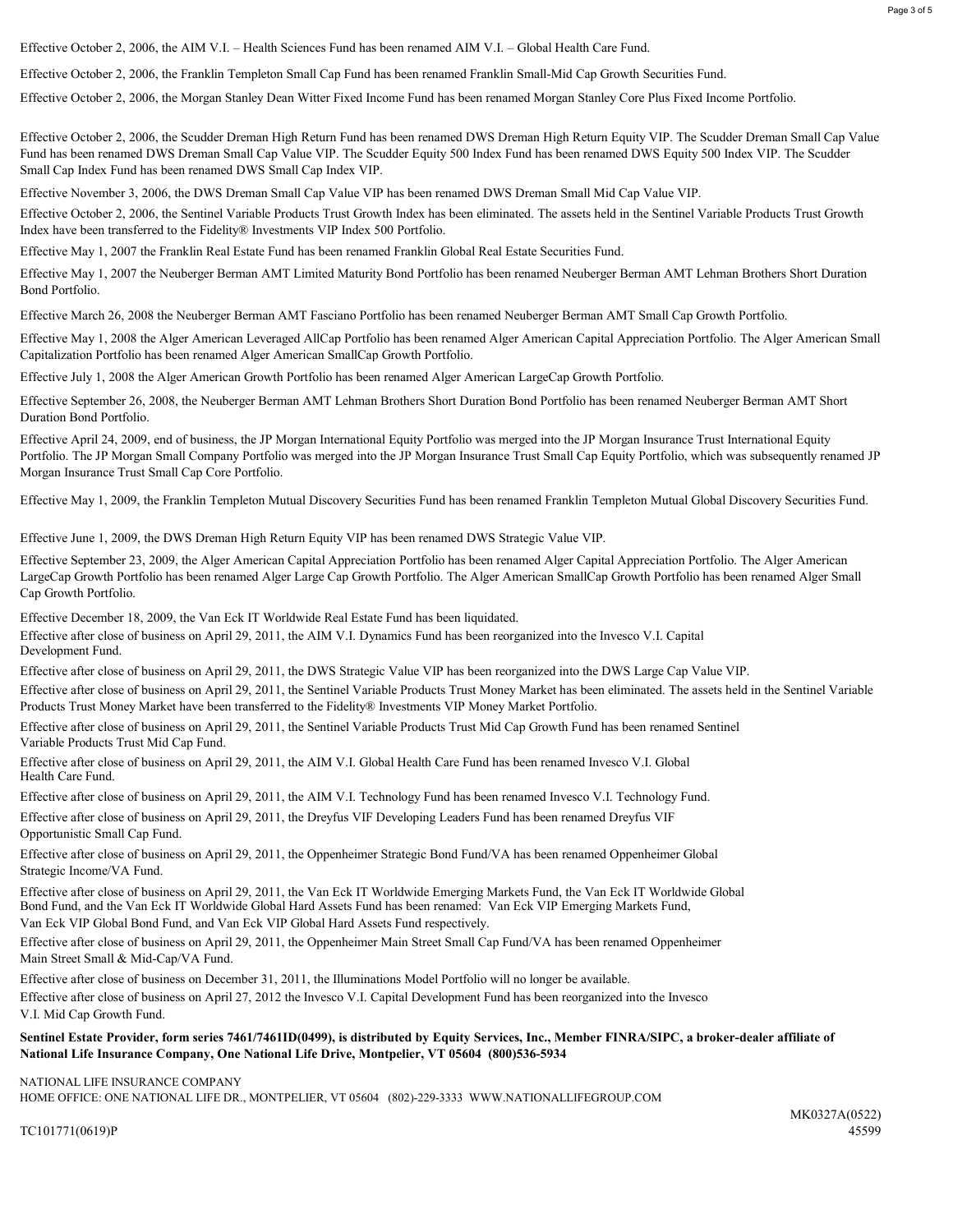Effective October 2, 2006, the AIM V.I. – Health Sciences Fund has been renamed AIM V.I. – Global Health Care Fund.

Effective October 2, 2006, the Franklin Templeton Small Cap Fund has been renamed Franklin Small-Mid Cap Growth Securities Fund.

Effective October 2, 2006, the Morgan Stanley Dean Witter Fixed Income Fund has been renamed Morgan Stanley Core Plus Fixed Income Portfolio.

Effective October 2, 2006, the Scudder Dreman High Return Fund has been renamed DWS Dreman High Return Equity VIP. The Scudder Dreman Small Cap Value Fund has been renamed DWS Dreman Small Cap Value VIP. The Scudder Equity 500 Index Fund has been renamed DWS Equity 500 Index VIP. The Scudder Small Cap Index Fund has been renamed DWS Small Cap Index VIP.

Effective November 3, 2006, the DWS Dreman Small Cap Value VIP has been renamed DWS Dreman Small Mid Cap Value VIP.

Effective October 2, 2006, the Sentinel Variable Products Trust Growth Index has been eliminated. The assets held in the Sentinel Variable Products Trust Growth Index have been transferred to the Fidelity® Investments VIP Index 500 Portfolio.

Effective May 1, 2007 the Franklin Real Estate Fund has been renamed Franklin Global Real Estate Securities Fund.

Effective May 1, 2007 the Neuberger Berman AMT Limited Maturity Bond Portfolio has been renamed Neuberger Berman AMT Lehman Brothers Short Duration Bond Portfolio.

Effective March 26, 2008 the Neuberger Berman AMT Fasciano Portfolio has been renamed Neuberger Berman AMT Small Cap Growth Portfolio.

Effective May 1, 2008 the Alger American Leveraged AllCap Portfolio has been renamed Alger American Capital Appreciation Portfolio. The Alger American Small Capitalization Portfolio has been renamed Alger American SmallCap Growth Portfolio.

Effective July 1, 2008 the Alger American Growth Portfolio has been renamed Alger American LargeCap Growth Portfolio.

Effective September 26, 2008, the Neuberger Berman AMT Lehman Brothers Short Duration Bond Portfolio has been renamed Neuberger Berman AMT Short Duration Bond Portfolio.

Effective April 24, 2009, end of business, the JP Morgan International Equity Portfolio was merged into the JP Morgan Insurance Trust International Equity Portfolio. The JP Morgan Small Company Portfolio was merged into the JP Morgan Insurance Trust Small Cap Equity Portfolio, which was subsequently renamed JP Morgan Insurance Trust Small Cap Core Portfolio.

Effective May 1, 2009, the Franklin Templeton Mutual Discovery Securities Fund has been renamed Franklin Templeton Mutual Global Discovery Securities Fund.

Effective June 1, 2009, the DWS Dreman High Return Equity VIP has been renamed DWS Strategic Value VIP.

Effective September 23, 2009, the Alger American Capital Appreciation Portfolio has been renamed Alger Capital Appreciation Portfolio. The Alger American LargeCap Growth Portfolio has been renamed Alger Large Cap Growth Portfolio. The Alger American SmallCap Growth Portfolio has been renamed Alger Small Cap Growth Portfolio.

Effective December 18, 2009, the Van Eck IT Worldwide Real Estate Fund has been liquidated.

Effective after close of business on April 29, 2011, the AIM V.I. Dynamics Fund has been reorganized into the Invesco V.I. Capital Development Fund.

Effective after close of business on April 29, 2011, the DWS Strategic Value VIP has been reorganized into the DWS Large Cap Value VIP.

Effective after close of business on April 29, 2011, the Sentinel Variable Products Trust Money Market has been eliminated. The assets held in the Sentinel Variable Products Trust Money Market have been transferred to the Fidelity® Investments VIP Money Market Portfolio.

Effective after close of business on April 29, 2011, the Sentinel Variable Products Trust Mid Cap Growth Fund has been renamed Sentinel Variable Products Trust Mid Cap Fund.

Effective after close of business on April 29, 2011, the AIM V.I. Global Health Care Fund has been renamed Invesco V.I. Global Health Care Fund.

Effective after close of business on April 29, 2011, the AIM V.I. Technology Fund has been renamed Invesco V.I. Technology Fund.

Effective after close of business on April 29, 2011, the Dreyfus VIF Developing Leaders Fund has been renamed Dreyfus VIF Opportunistic Small Cap Fund.

Effective after close of business on April 29, 2011, the Oppenheimer Strategic Bond Fund/VA has been renamed Oppenheimer Global Strategic Income/VA Fund.

Effective after close of business on April 29, 2011, the Van Eck IT Worldwide Emerging Markets Fund, the Van Eck IT Worldwide Global Bond Fund, and the Van Eck IT Worldwide Global Hard Assets Fund has been renamed: Van Eck VIP Emerging Markets Fund, Van Eck VIP Global Bond Fund, and Van Eck VIP Global Hard Assets Fund respectively.

Effective after close of business on April 29, 2011, the Oppenheimer Main Street Small Cap Fund/VA has been renamed Oppenheimer Main Street Small & Mid-Cap/VA Fund.

Effective after close of business on December 31, 2011, the Illuminations Model Portfolio will no longer be available.

Effective after close of business on April 27, 2012 the Invesco V.I. Capital Development Fund has been reorganized into the Invesco V.I. Mid Cap Growth Fund.

**Sentinel Estate Provider, form series 7461/7461ID(0499), is distributed by Equity Services, Inc., Member FINRA/SIPC, a broker-dealer affiliate of National Life Insurance Company, One National Life Drive, Montpelier, VT 05604 (800)536-5934**

NATIONAL LIFE INSURANCE COMPANY
HOME OFFICE: ONE NATIONAL LIFE DR., MONTPELIER, VT 05604 (802)-229-3333 WWW.NATIONALLIFEGROUP.COM

MK0327A(0522)
45599

TC101771(0619)P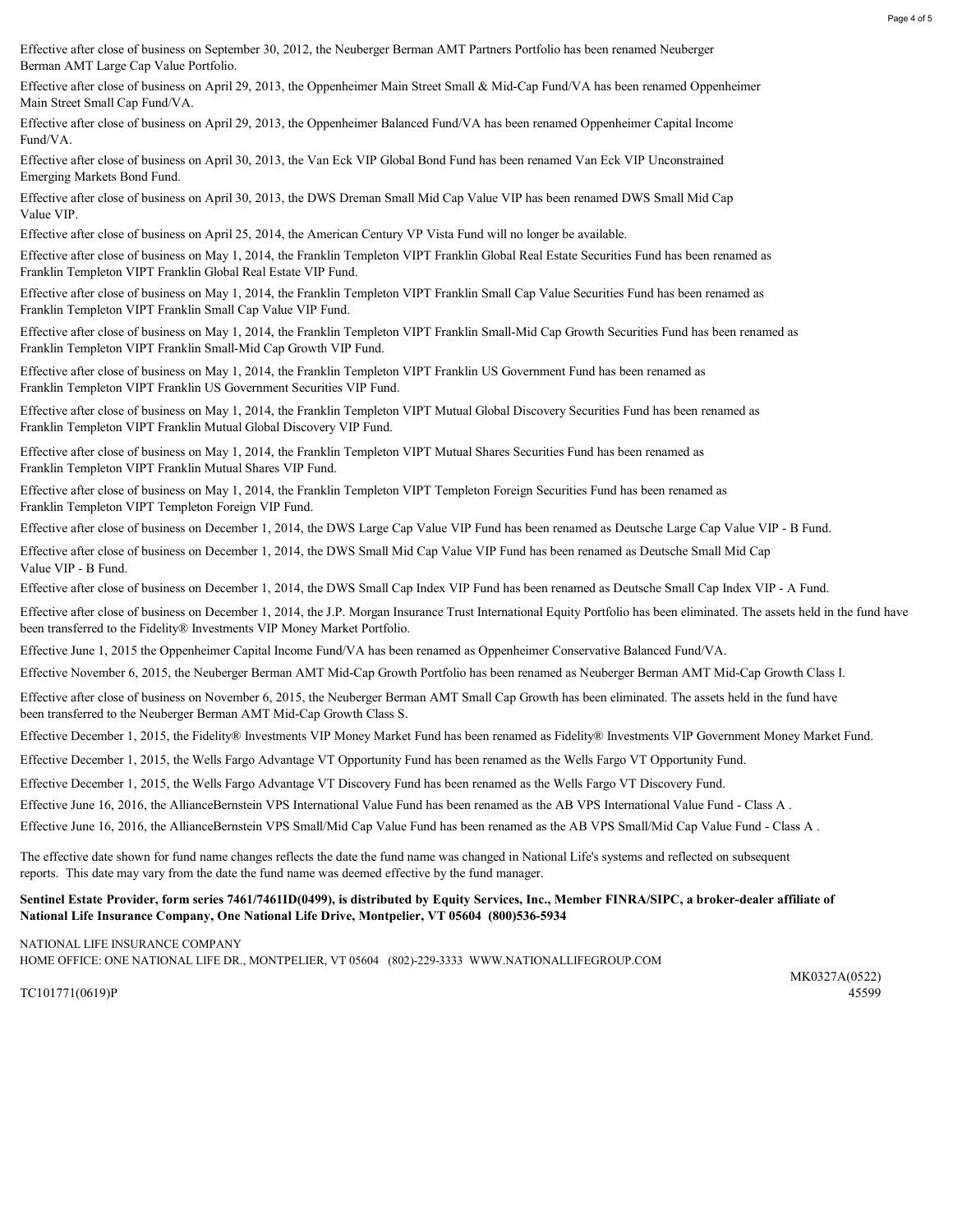Effective after close of business on September 30, 2012, the Neuberger Berman AMT Partners Portfolio has been renamed Neuberger Berman AMT Large Cap Value Portfolio.

Effective after close of business on April 29, 2013, the Oppenheimer Main Street Small & Mid-Cap Fund/VA has been renamed Oppenheimer Main Street Small Cap Fund/VA.

Effective after close of business on April 29, 2013, the Oppenheimer Balanced Fund/VA has been renamed Oppenheimer Capital Income Fund/VA.

Effective after close of business on April 30, 2013, the Van Eck VIP Global Bond Fund has been renamed Van Eck VIP Unconstrained Emerging Markets Bond Fund.

Effective after close of business on April 30, 2013, the DWS Dreman Small Mid Cap Value VIP has been renamed DWS Small Mid Cap Value VIP.

Effective after close of business on April 25, 2014, the American Century VP Vista Fund will no longer be available.

Effective after close of business on May 1, 2014, the Franklin Templeton VIPT Franklin Global Real Estate Securities Fund has been renamed as Franklin Templeton VIPT Franklin Global Real Estate VIP Fund.

Effective after close of business on May 1, 2014, the Franklin Templeton VIPT Franklin Small Cap Value Securities Fund has been renamed as Franklin Templeton VIPT Franklin Small Cap Value VIP Fund.

Effective after close of business on May 1, 2014, the Franklin Templeton VIPT Franklin Small-Mid Cap Growth Securities Fund has been renamed as Franklin Templeton VIPT Franklin Small-Mid Cap Growth VIP Fund.

Effective after close of business on May 1, 2014, the Franklin Templeton VIPT Franklin US Government Fund has been renamed as Franklin Templeton VIPT Franklin US Government Securities VIP Fund.

Effective after close of business on May 1, 2014, the Franklin Templeton VIPT Mutual Global Discovery Securities Fund has been renamed as Franklin Templeton VIPT Franklin Mutual Global Discovery VIP Fund.

Effective after close of business on May 1, 2014, the Franklin Templeton VIPT Mutual Shares Securities Fund has been renamed as Franklin Templeton VIPT Franklin Mutual Shares VIP Fund.

Effective after close of business on May 1, 2014, the Franklin Templeton VIPT Templeton Foreign Securities Fund has been renamed as Franklin Templeton VIPT Templeton Foreign VIP Fund.

Effective after close of business on December 1, 2014, the DWS Large Cap Value VIP Fund has been renamed as Deutsche Large Cap Value VIP - B Fund.

Effective after close of business on December 1, 2014, the DWS Small Mid Cap Value VIP Fund has been renamed as Deutsche Small Mid Cap Value VIP - B Fund.

Effective after close of business on December 1, 2014, the DWS Small Cap Index VIP Fund has been renamed as Deutsche Small Cap Index VIP - A Fund.

Effective after close of business on December 1, 2014, the J.P. Morgan Insurance Trust International Equity Portfolio has been eliminated. The assets held in the fund have been transferred to the Fidelity® Investments VIP Money Market Portfolio.

Effective June 1, 2015 the Oppenheimer Capital Income Fund/VA has been renamed as Oppenheimer Conservative Balanced Fund/VA.

Effective November 6, 2015, the Neuberger Berman AMT Mid-Cap Growth Portfolio has been renamed as Neuberger Berman AMT Mid-Cap Growth Class I.

Effective after close of business on November 6, 2015, the Neuberger Berman AMT Small Cap Growth has been eliminated. The assets held in the fund have been transferred to the Neuberger Berman AMT Mid-Cap Growth Class S.

Effective December 1, 2015, the Fidelity® Investments VIP Money Market Fund has been renamed as Fidelity® Investments VIP Government Money Market Fund.

Effective December 1, 2015, the Wells Fargo Advantage VT Opportunity Fund has been renamed as the Wells Fargo VT Opportunity Fund.

Effective December 1, 2015, the Wells Fargo Advantage VT Discovery Fund has been renamed as the Wells Fargo VT Discovery Fund.

Effective June 16, 2016, the AllianceBernstein VPS International Value Fund has been renamed as the AB VPS International Value Fund - Class A .

Effective June 16, 2016, the AllianceBernstein VPS Small/Mid Cap Value Fund has been renamed as the AB VPS Small/Mid Cap Value Fund - Class A .

The effective date shown for fund name changes reflects the date the fund name was changed in National Life's systems and reflected on subsequent reports. This date may vary from the date the fund name was deemed effective by the fund manager.

**Sentinel Estate Provider, form series 7461/7461ID(0499), is distributed by Equity Services, Inc., Member FINRA/SIPC, a broker-dealer affiliate of National Life Insurance Company, One National Life Drive, Montpelier, VT 05604 (800)536-5934**

NATIONAL LIFE INSURANCE COMPANY
HOME OFFICE: ONE NATIONAL LIFE DR., MONTPELIER, VT 05604 (802)-229-3333 WWW.NATIONALLIFEGROUP.COM

TC101771(0619)P

MK0327A(0522)
45599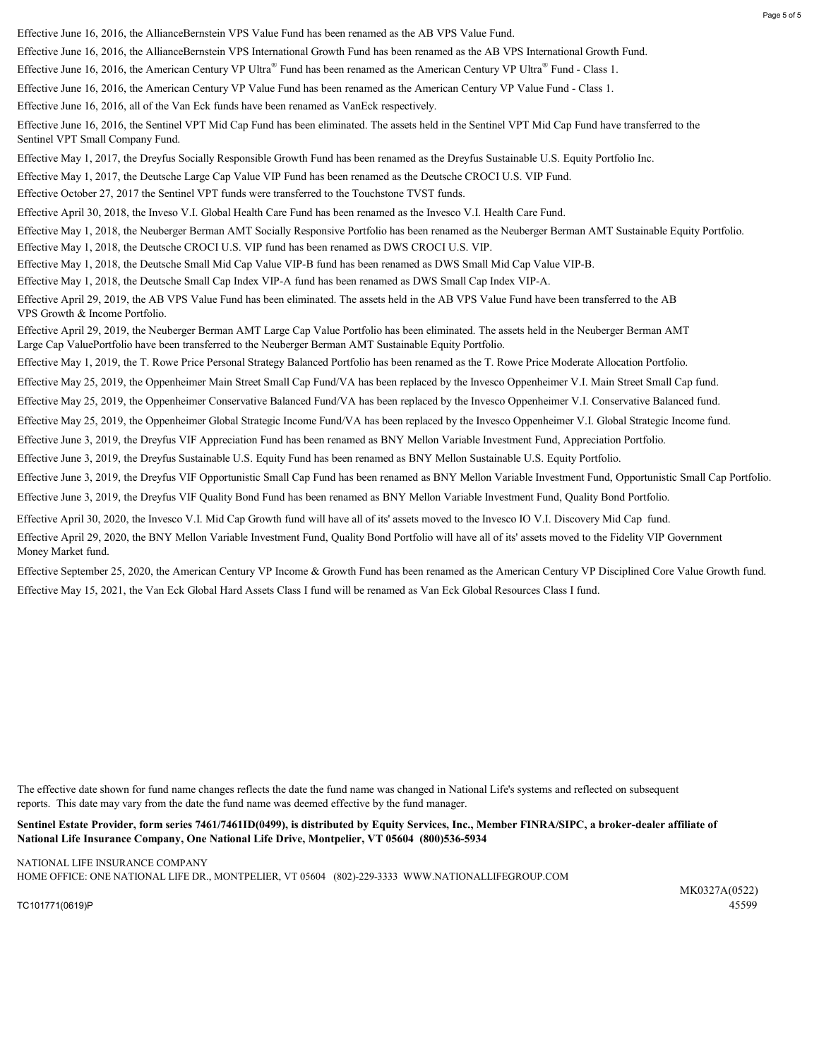Effective June 16, 2016, the AllianceBernstein VPS Value Fund has been renamed as the AB VPS Value Fund.

Effective June 16, 2016, the AllianceBernstein VPS International Growth Fund has been renamed as the AB VPS International Growth Fund.

Effective June 16, 2016, the American Century VP Ultra® Fund has been renamed as the American Century VP Ultra® Fund - Class 1.

Effective June 16, 2016, the American Century VP Value Fund has been renamed as the American Century VP Value Fund - Class 1.

Effective June 16, 2016, all of the Van Eck funds have been renamed as VanEck respectively.

Effective June 16, 2016, the Sentinel VPT Mid Cap Fund has been eliminated. The assets held in the Sentinel VPT Mid Cap Fund have transferred to the Sentinel VPT Small Company Fund.

Effective May 1, 2017, the Dreyfus Socially Responsible Growth Fund has been renamed as the Dreyfus Sustainable U.S. Equity Portfolio Inc.

Effective May 1, 2017, the Deutsche Large Cap Value VIP Fund has been renamed as the Deutsche CROCI U.S. VIP Fund.

Effective October 27, 2017 the Sentinel VPT funds were transferred to the Touchstone TVST funds.

Effective April 30, 2018, the Inveso V.I. Global Health Care Fund has been renamed as the Invesco V.I. Health Care Fund.

Effective May 1, 2018, the Neuberger Berman AMT Socially Responsive Portfolio has been renamed as the Neuberger Berman AMT Sustainable Equity Portfolio.

Effective May 1, 2018, the Deutsche CROCI U.S. VIP fund has been renamed as DWS CROCI U.S. VIP.

Effective May 1, 2018, the Deutsche Small Mid Cap Value VIP-B fund has been renamed as DWS Small Mid Cap Value VIP-B.

Effective May 1, 2018, the Deutsche Small Cap Index VIP-A fund has been renamed as DWS Small Cap Index VIP-A.

Effective April 29, 2019, the AB VPS Value Fund has been eliminated. The assets held in the AB VPS Value Fund have been transferred to the AB VPS Growth & Income Portfolio.

Effective April 29, 2019, the Neuberger Berman AMT Large Cap Value Portfolio has been eliminated. The assets held in the Neuberger Berman AMT Large Cap ValuePortfolio have been transferred to the Neuberger Berman AMT Sustainable Equity Portfolio.

Effective May 1, 2019, the T. Rowe Price Personal Strategy Balanced Portfolio has been renamed as the T. Rowe Price Moderate Allocation Portfolio.

Effective May 25, 2019, the Oppenheimer Main Street Small Cap Fund/VA has been replaced by the Invesco Oppenheimer V.I. Main Street Small Cap fund.

Effective May 25, 2019, the Oppenheimer Conservative Balanced Fund/VA has been replaced by the Invesco Oppenheimer V.I. Conservative Balanced fund.

Effective May 25, 2019, the Oppenheimer Global Strategic Income Fund/VA has been replaced by the Invesco Oppenheimer V.I. Global Strategic Income fund.

Effective June 3, 2019, the Dreyfus VIF Appreciation Fund has been renamed as BNY Mellon Variable Investment Fund, Appreciation Portfolio.

Effective June 3, 2019, the Dreyfus Sustainable U.S. Equity Fund has been renamed as BNY Mellon Sustainable U.S. Equity Portfolio.

Effective June 3, 2019, the Dreyfus VIF Opportunistic Small Cap Fund has been renamed as BNY Mellon Variable Investment Fund, Opportunistic Small Cap Portfolio.

Effective June 3, 2019, the Dreyfus VIF Quality Bond Fund has been renamed as BNY Mellon Variable Investment Fund, Quality Bond Portfolio.

Effective April 30, 2020, the Invesco V.I. Mid Cap Growth fund will have all of its' assets moved to the Invesco IO V.I. Discovery Mid Cap fund.

Effective April 29, 2020, the BNY Mellon Variable Investment Fund, Quality Bond Portfolio will have all of its' assets moved to the Fidelity VIP Government Money Market fund.

Effective September 25, 2020, the American Century VP Income & Growth Fund has been renamed as the American Century VP Disciplined Core Value Growth fund.

Effective May 15, 2021, the Van Eck Global Hard Assets Class I fund will be renamed as Van Eck Global Resources Class I fund.

The effective date shown for fund name changes reflects the date the fund name was changed in National Life's systems and reflected on subsequent reports. This date may vary from the date the fund name was deemed effective by the fund manager.

**Sentinel Estate Provider, form series 7461/7461ID(0499), is distributed by Equity Services, Inc., Member FINRA/SIPC, a broker-dealer affiliate of National Life Insurance Company, One National Life Drive, Montpelier, VT 05604 (800)536-5934**

NATIONAL LIFE INSURANCE COMPANY
HOME OFFICE: ONE NATIONAL LIFE DR., MONTPELIER, VT 05604 (802)-229-3333 WWW.NATIONALLIFEGROUP.COM

MK0327A(0522)
45599

TC101771(0619)P